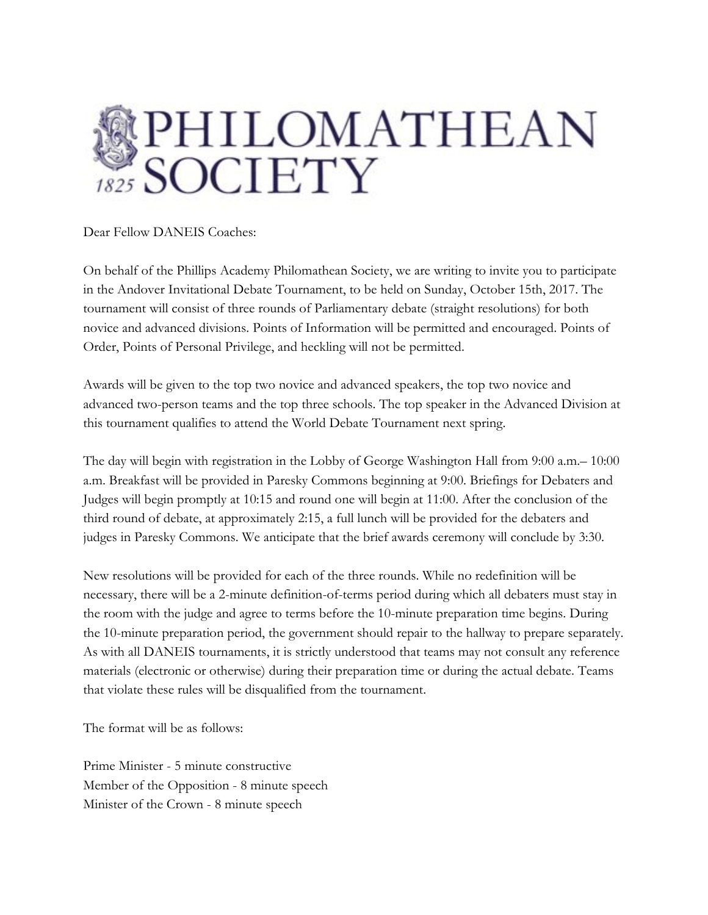# PHILOMATHEAN SOCIETY

1825

Dear Fellow DANEIS Coaches:

On behalf of the Phillips Academy Philomathean Society, we are writing to invite you to participate in the Andover Invitational Debate Tournament, to be held on Sunday, October 15th, 2017. The tournament will consist of three rounds of Parliamentary debate (straight resolutions) for both novice and advanced divisions. Points of Information will be permitted and encouraged. Points of Order, Points of Personal Privilege, and heckling will not be permitted.

Awards will be given to the top two novice and advanced speakers, the top two novice and advanced two-person teams and the top three schools. The top speaker in the Advanced Division at this tournament qualifies to attend the World Debate Tournament next spring.

The day will begin with registration in the Lobby of George Washington Hall from 9:00 a.m.– 10:00 a.m. Breakfast will be provided in Paresky Commons beginning at 9:00. Briefings for Debaters and Judges will begin promptly at 10:15 and round one will begin at 11:00. After the conclusion of the third round of debate, at approximately 2:15, a full lunch will be provided for the debaters and judges in Paresky Commons. We anticipate that the brief awards ceremony will conclude by 3:30.

New resolutions will be provided for each of the three rounds. While no redefinition will be necessary, there will be a 2-minute definition-of-terms period during which all debaters must stay in the room with the judge and agree to terms before the 10-minute preparation time begins. During the 10-minute preparation period, the government should repair to the hallway to prepare separately. As with all DANEIS tournaments, it is strictly understood that teams may not consult any reference materials (electronic or otherwise) during their preparation time or during the actual debate. Teams that violate these rules will be disqualified from the tournament.

The format will be as follows:

Prime Minister - 5 minute constructive
Member of the Opposition - 8 minute speech
Minister of the Crown - 8 minute speech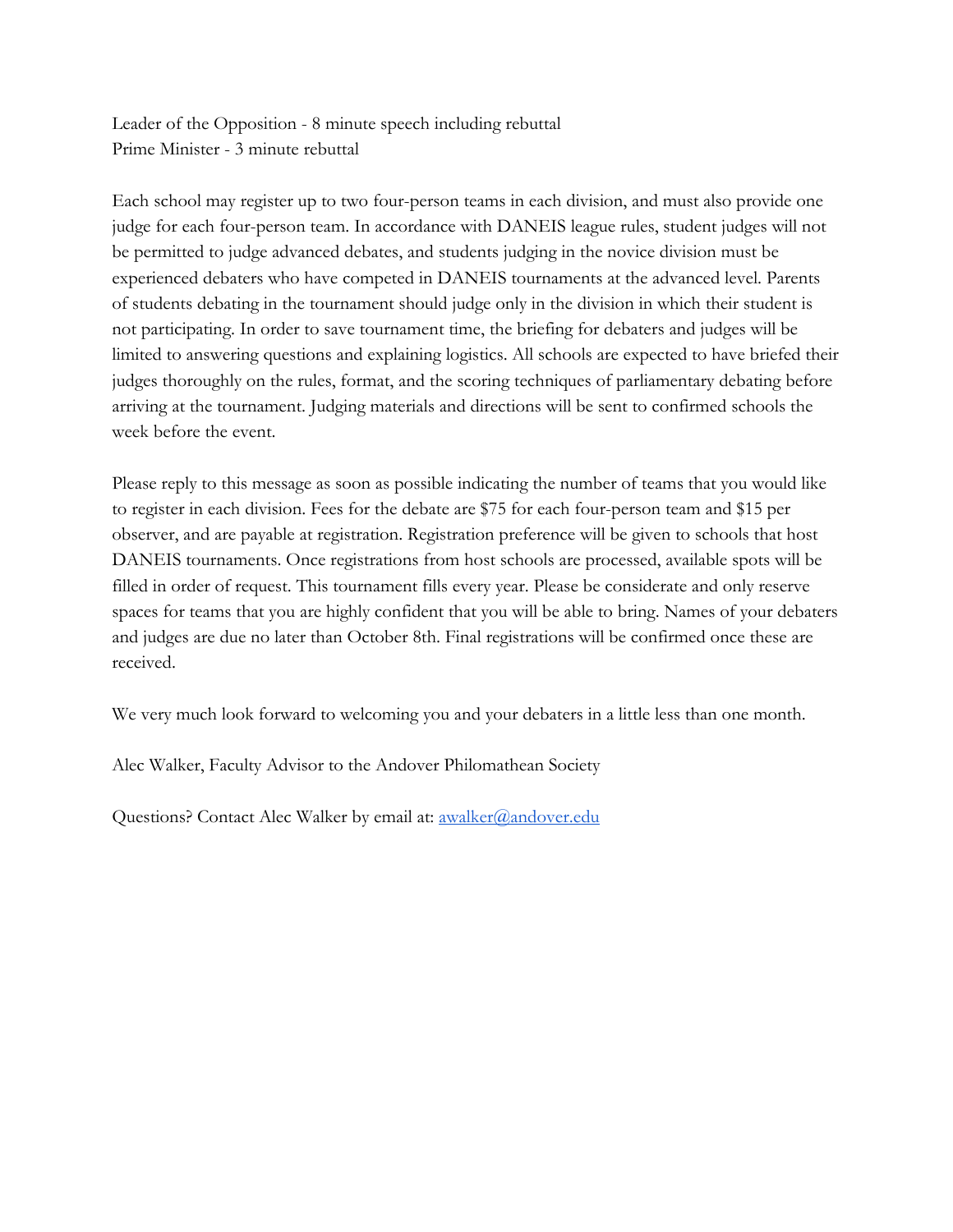Leader of the Opposition - 8 minute speech including rebuttal
Prime Minister - 3 minute rebuttal

Each school may register up to two four-person teams in each division, and must also provide one judge for each four-person team. In accordance with DANEIS league rules, student judges will not be permitted to judge advanced debates, and students judging in the novice division must be experienced debaters who have competed in DANEIS tournaments at the advanced level. Parents of students debating in the tournament should judge only in the division in which their student is not participating. In order to save tournament time, the briefing for debaters and judges will be limited to answering questions and explaining logistics. All schools are expected to have briefed their judges thoroughly on the rules, format, and the scoring techniques of parliamentary debating before arriving at the tournament. Judging materials and directions will be sent to confirmed schools the week before the event.

Please reply to this message as soon as possible indicating the number of teams that you would like to register in each division. Fees for the debate are $75 for each four-person team and $15 per observer, and are payable at registration. Registration preference will be given to schools that host DANEIS tournaments. Once registrations from host schools are processed, available spots will be filled in order of request. This tournament fills every year. Please be considerate and only reserve spaces for teams that you are highly confident that you will be able to bring. Names of your debaters and judges are due no later than October 8th. Final registrations will be confirmed once these are received.

We very much look forward to welcoming you and your debaters in a little less than one month.

Alec Walker, Faculty Advisor to the Andover Philomathean Society

Questions? Contact Alec Walker by email at: [awalker@andover.edu](mailto:awalker@andover.edu)